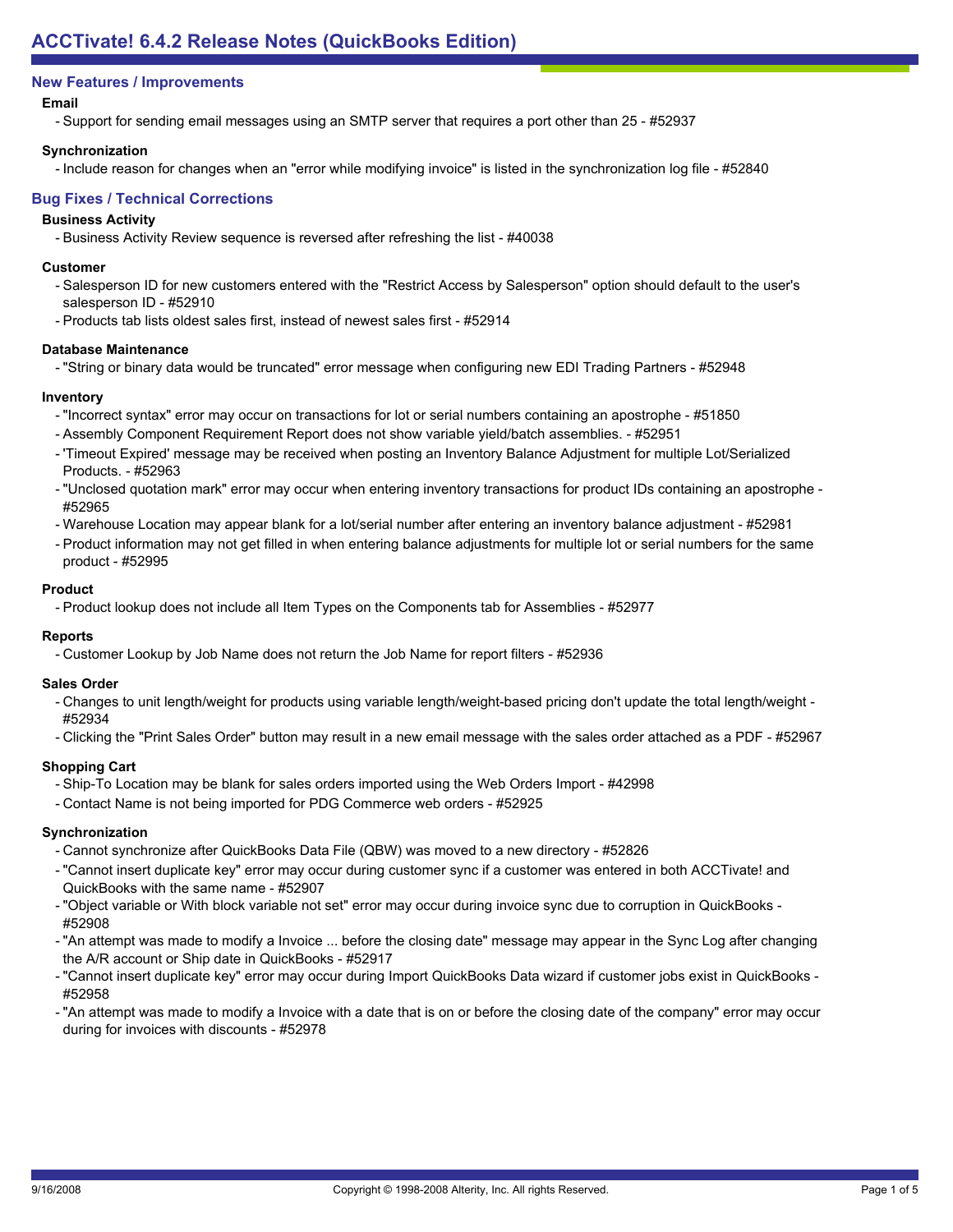# ACCTivate! 6.4.2 Release Notes (QuickBooks Edition)

## New Features / Improvements

### Email

- Support for sending email messages using an SMTP server that requires a port other than 25 - #52937

### Synchronization

- Include reason for changes when an "error while modifying invoice" is listed in the synchronization log file - #52840

## Bug Fixes / Technical Corrections

### Business Activity

- Business Activity Review sequence is reversed after refreshing the list - #40038

### Customer

- Salesperson ID for new customers entered with the "Restrict Access by Salesperson" option should default to the user's salesperson ID - #52910
- Products tab lists oldest sales first, instead of newest sales first - #52914

### Database Maintenance

- "String or binary data would be truncated" error message when configuring new EDI Trading Partners - #52948

### Inventory

- "Incorrect syntax" error may occur on transactions for lot or serial numbers containing an apostrophe - #51850
- Assembly Component Requirement Report does not show variable yield/batch assemblies. - #52951
- 'Timeout Expired' message may be received when posting an Inventory Balance Adjustment for multiple Lot/Serialized Products. - #52963
- "Unclosed quotation mark" error may occur when entering inventory transactions for product IDs containing an apostrophe - #52965
- Warehouse Location may appear blank for a lot/serial number after entering an inventory balance adjustment - #52981
- Product information may not get filled in when entering balance adjustments for multiple lot or serial numbers for the same product - #52995

### Product

- Product lookup does not include all Item Types on the Components tab for Assemblies - #52977

### Reports

- Customer Lookup by Job Name does not return the Job Name for report filters - #52936

### Sales Order

- Changes to unit length/weight for products using variable length/weight-based pricing don't update the total length/weight - #52934
- Clicking the "Print Sales Order" button may result in a new email message with the sales order attached as a PDF - #52967

### Shopping Cart

- Ship-To Location may be blank for sales orders imported using the Web Orders Import - #42998
- Contact Name is not being imported for PDG Commerce web orders - #52925

### Synchronization

- Cannot synchronize after QuickBooks Data File (QBW) was moved to a new directory - #52826
- "Cannot insert duplicate key" error may occur during customer sync if a customer was entered in both ACCTivate! and QuickBooks with the same name - #52907
- "Object variable or With block variable not set" error may occur during invoice sync due to corruption in QuickBooks - #52908
- "An attempt was made to modify a Invoice ... before the closing date" message may appear in the Sync Log after changing the A/R account or Ship date in QuickBooks - #52917
- "Cannot insert duplicate key" error may occur during Import QuickBooks Data wizard if customer jobs exist in QuickBooks - #52958
- "An attempt was made to modify a Invoice with a date that is on or before the closing date of the company" error may occur during for invoices with discounts - #52978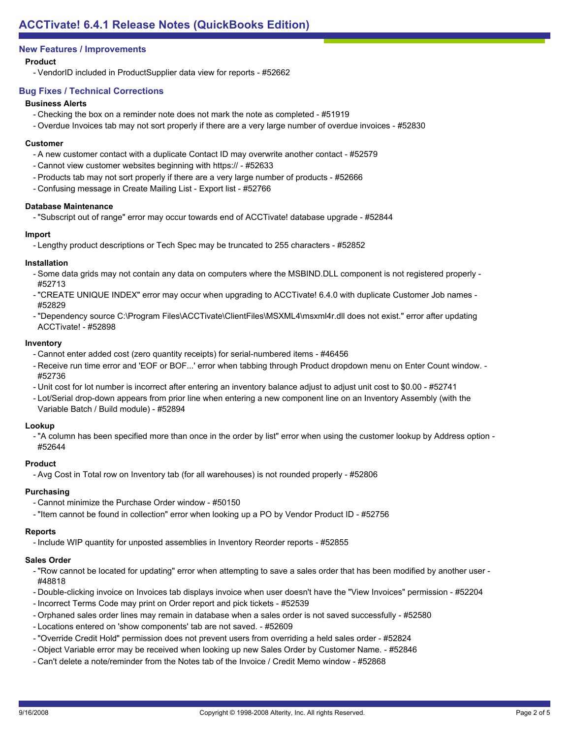# ACCTivate! 6.4.1 Release Notes (QuickBooks Edition)

## New Features / Improvements

### Product

- VendorID included in ProductSupplier data view for reports - #52662

## Bug Fixes / Technical Corrections

### Business Alerts

- Checking the box on a reminder note does not mark the note as completed - #51919
- Overdue Invoices tab may not sort properly if there are a very large number of overdue invoices - #52830

### Customer

- A new customer contact with a duplicate Contact ID may overwrite another contact - #52579
- Cannot view customer websites beginning with https:// - #52633
- Products tab may not sort properly if there are a very large number of products - #52666
- Confusing message in Create Mailing List - Export list - #52766

### Database Maintenance

- "Subscript out of range" error may occur towards end of ACCTivate! database upgrade - #52844

### Import

- Lengthy product descriptions or Tech Spec may be truncated to 255 characters - #52852

### Installation

- Some data grids may not contain any data on computers where the MSBIND.DLL component is not registered properly - #52713
- "CREATE UNIQUE INDEX" error may occur when upgrading to ACCTivate! 6.4.0 with duplicate Customer Job names - #52829
- "Dependency source C:\Program Files\ACCTivate\ClientFiles\MSXML4\msxml4r.dll does not exist." error after updating ACCTivate! - #52898

### Inventory

- Cannot enter added cost (zero quantity receipts) for serial-numbered items - #46456
- Receive run time error and 'EOF or BOF...' error when tabbing through Product dropdown menu on Enter Count window. - #52736
- Unit cost for lot number is incorrect after entering an inventory balance adjust to adjust unit cost to $0.00 - #52741
- Lot/Serial drop-down appears from prior line when entering a new component line on an Inventory Assembly (with the Variable Batch / Build module) - #52894

### Lookup

- "A column has been specified more than once in the order by list" error when using the customer lookup by Address option - #52644

### Product

- Avg Cost in Total row on Inventory tab (for all warehouses) is not rounded properly - #52806

### Purchasing

- Cannot minimize the Purchase Order window - #50150
- "Item cannot be found in collection" error when looking up a PO by Vendor Product ID - #52756

### Reports

- Include WIP quantity for unposted assemblies in Inventory Reorder reports - #52855

### Sales Order

- "Row cannot be located for updating" error when attempting to save a sales order that has been modified by another user - #48818
- Double-clicking invoice on Invoices tab displays invoice when user doesn't have the "View Invoices" permission - #52204
- Incorrect Terms Code may print on Order report and pick tickets - #52539
- Orphaned sales order lines may remain in database when a sales order is not saved successfully - #52580
- Locations entered on 'show components' tab are not saved. - #52609
- "Override Credit Hold" permission does not prevent users from overriding a held sales order - #52824
- Object Variable error may be received when looking up new Sales Order by Customer Name. - #52846
- Can't delete a note/reminder from the Notes tab of the Invoice / Credit Memo window - #52868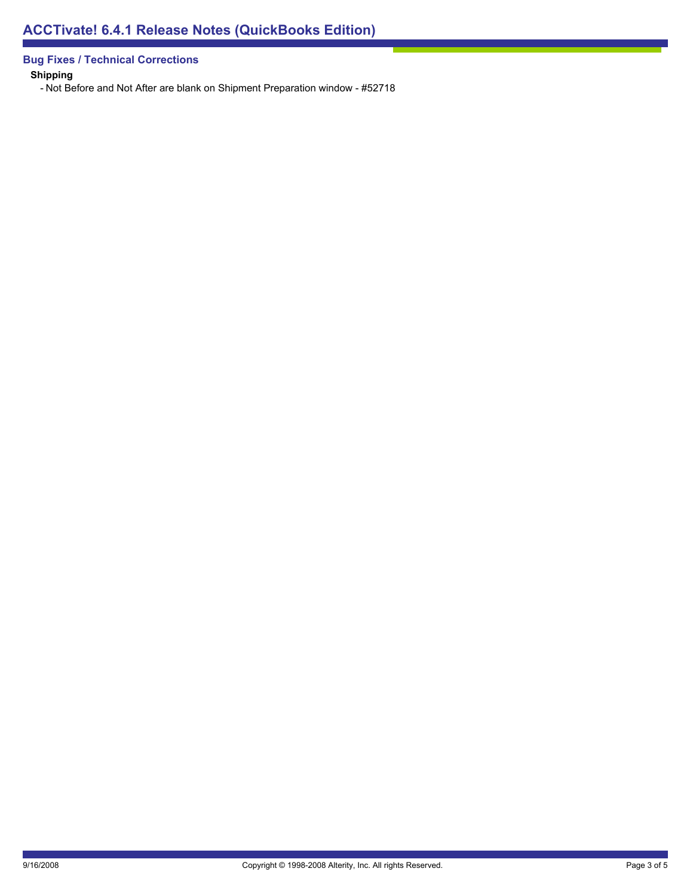# ACCTivate! 6.4.1 Release Notes (QuickBooks Edition)

## Bug Fixes / Technical Corrections

**Shipping**

- Not Before and Not After are blank on Shipment Preparation window - #52718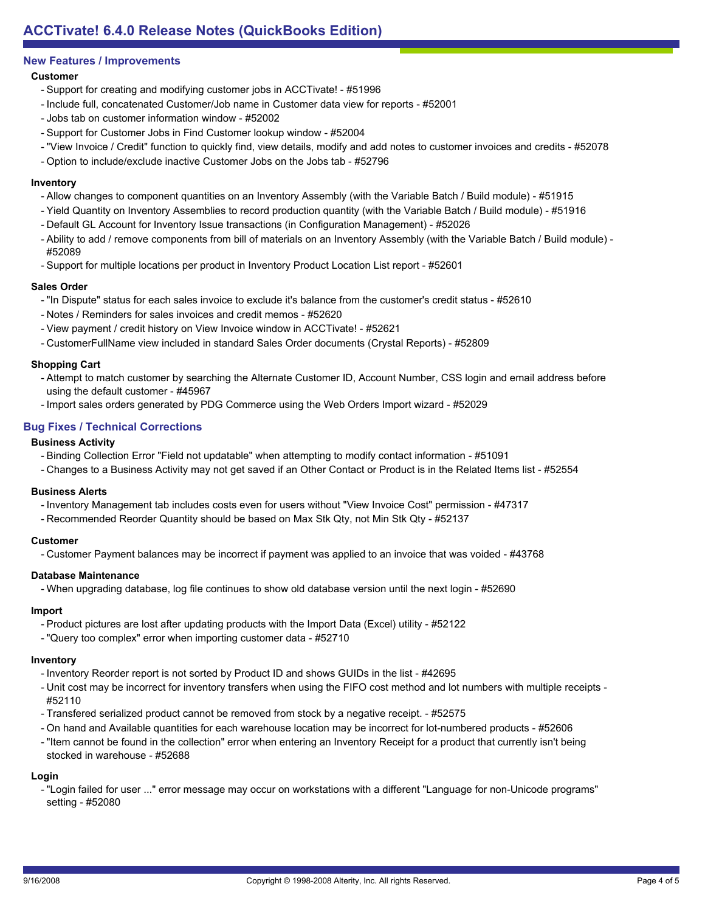# ACCTivate! 6.4.0 Release Notes (QuickBooks Edition)

## New Features / Improvements

### Customer

- Support for creating and modifying customer jobs in ACCTivate! - #51996
- Include full, concatenated Customer/Job name in Customer data view for reports - #52001
- Jobs tab on customer information window - #52002
- Support for Customer Jobs in Find Customer lookup window - #52004
- "View Invoice / Credit" function to quickly find, view details, modify and add notes to customer invoices and credits - #52078
- Option to include/exclude inactive Customer Jobs on the Jobs tab - #52796

### Inventory

- Allow changes to component quantities on an Inventory Assembly (with the Variable Batch / Build module) - #51915
- Yield Quantity on Inventory Assemblies to record production quantity (with the Variable Batch / Build module) - #51916
- Default GL Account for Inventory Issue transactions (in Configuration Management) - #52026
- Ability to add / remove components from bill of materials on an Inventory Assembly (with the Variable Batch / Build module) - #52089
- Support for multiple locations per product in Inventory Product Location List report - #52601

### Sales Order

- "In Dispute" status for each sales invoice to exclude it's balance from the customer's credit status - #52610
- Notes / Reminders for sales invoices and credit memos - #52620
- View payment / credit history on View Invoice window in ACCTivate! - #52621
- CustomerFullName view included in standard Sales Order documents (Crystal Reports) - #52809

### Shopping Cart

- Attempt to match customer by searching the Alternate Customer ID, Account Number, CSS login and email address before using the default customer - #45967
- Import sales orders generated by PDG Commerce using the Web Orders Import wizard - #52029

## Bug Fixes / Technical Corrections

### Business Activity

- Binding Collection Error "Field not updatable" when attempting to modify contact information - #51091
- Changes to a Business Activity may not get saved if an Other Contact or Product is in the Related Items list - #52554

### Business Alerts

- Inventory Management tab includes costs even for users without "View Invoice Cost" permission - #47317
- Recommended Reorder Quantity should be based on Max Stk Qty, not Min Stk Qty - #52137

### Customer

- Customer Payment balances may be incorrect if payment was applied to an invoice that was voided - #43768

### Database Maintenance

- When upgrading database, log file continues to show old database version until the next login - #52690

### Import

- Product pictures are lost after updating products with the Import Data (Excel) utility - #52122
- "Query too complex" error when importing customer data - #52710

### Inventory

- Inventory Reorder report is not sorted by Product ID and shows GUIDs in the list - #42695
- Unit cost may be incorrect for inventory transfers when using the FIFO cost method and lot numbers with multiple receipts - #52110
- Transfered serialized product cannot be removed from stock by a negative receipt. - #52575
- On hand and Available quantities for each warehouse location may be incorrect for lot-numbered products - #52606
- "Item cannot be found in the collection" error when entering an Inventory Receipt for a product that currently isn't being stocked in warehouse - #52688

### Login

- "Login failed for user ..." error message may occur on workstations with a different "Language for non-Unicode programs" setting - #52080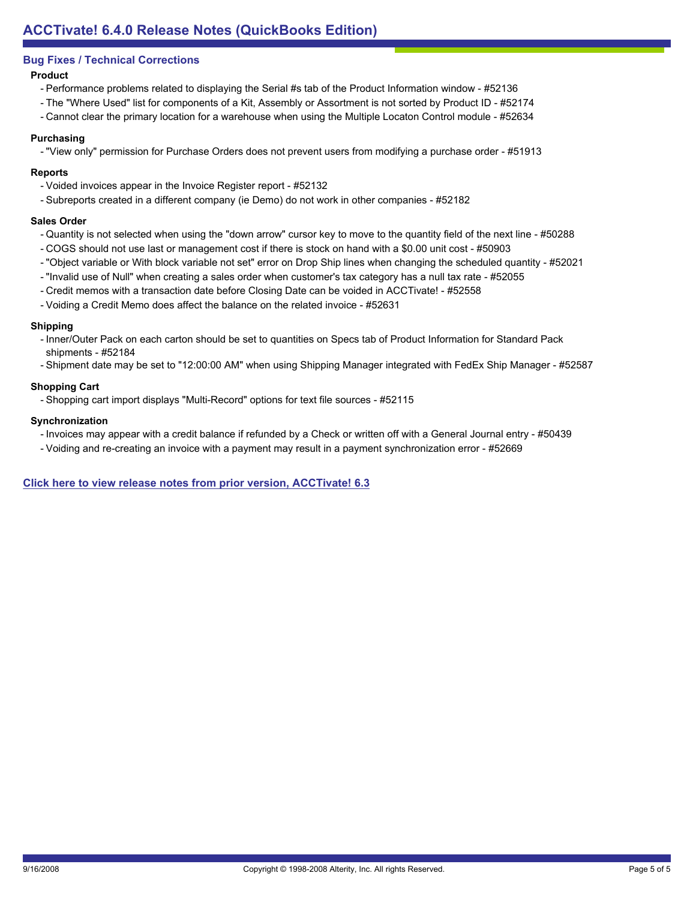# ACCTivate! 6.4.0 Release Notes (QuickBooks Edition)

## Bug Fixes / Technical Corrections

### Product

- Performance problems related to displaying the Serial #s tab of the Product Information window - #52136
- The "Where Used" list for components of a Kit, Assembly or Assortment is not sorted by Product ID - #52174
- Cannot clear the primary location for a warehouse when using the Multiple Locaton Control module - #52634

### Purchasing

- "View only" permission for Purchase Orders does not prevent users from modifying a purchase order - #51913

### Reports

- Voided invoices appear in the Invoice Register report - #52132
- Subreports created in a different company (ie Demo) do not work in other companies - #52182

### Sales Order

- Quantity is not selected when using the "down arrow" cursor key to move to the quantity field of the next line - #50288
- COGS should not use last or management cost if there is stock on hand with a $0.00 unit cost - #50903
- "Object variable or With block variable not set" error on Drop Ship lines when changing the scheduled quantity - #52021
- "Invalid use of Null" when creating a sales order when customer's tax category has a null tax rate - #52055
- Credit memos with a transaction date before Closing Date can be voided in ACCTivate! - #52558
- Voiding a Credit Memo does affect the balance on the related invoice - #52631

### Shipping

- Inner/Outer Pack on each carton should be set to quantities on Specs tab of Product Information for Standard Pack shipments - #52184
- Shipment date may be set to "12:00:00 AM" when using Shipping Manager integrated with FedEx Ship Manager - #52587

### Shopping Cart

- Shopping cart import displays "Multi-Record" options for text file sources - #52115

### Synchronization

- Invoices may appear with a credit balance if refunded by a Check or written off with a General Journal entry - #50439
- Voiding and re-creating an invoice with a payment may result in a payment synchronization error - #52669

**Click here to view release notes from prior version, ACCTivate! 6.3**

9/16/2008 Copyright © 1998-2008 Alterity, Inc. All rights Reserved.